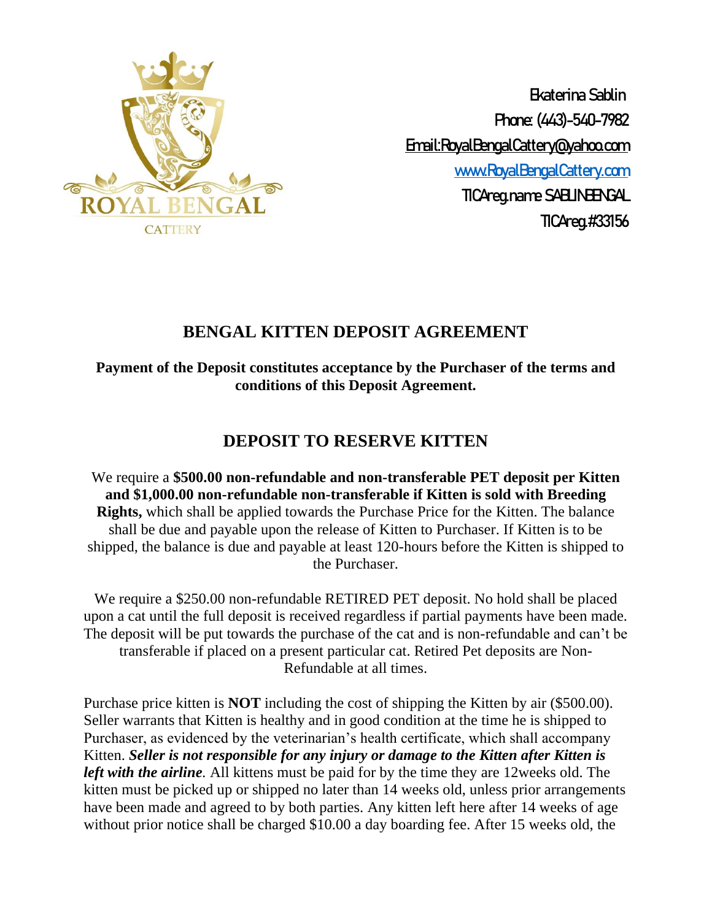Ekaterina Sablin
Phone: (443)-540-7982
Email:RoyalBengalCattery@yahoo.com
www.RoyalBengalCattery.com
TICAreg.name SABLINBENGAL
TICAreg.#33156

# BENGAL KITTEN DEPOSIT AGREEMENT

**Payment of the Deposit constitutes acceptance by the Purchaser of the terms and conditions of this Deposit Agreement.**

## DEPOSIT TO RESERVE KITTEN

We require a **$500.00 non-refundable and non-transferable PET deposit per Kitten and $1,000.00 non-refundable non-transferable if Kitten is sold with Breeding Rights,** which shall be applied towards the Purchase Price for the Kitten. The balance shall be due and payable upon the release of Kitten to Purchaser. If Kitten is to be shipped, the balance is due and payable at least 120-hours before the Kitten is shipped to the Purchaser.

We require a $250.00 non-refundable RETIRED PET deposit. No hold shall be placed upon a cat until the full deposit is received regardless if partial payments have been made. The deposit will be put towards the purchase of the cat and is non-refundable and can't be transferable if placed on a present particular cat. Retired Pet deposits are Non-Refundable at all times.

Purchase price kitten is **NOT** including the cost of shipping the Kitten by air ($500.00). Seller warrants that Kitten is healthy and in good condition at the time he is shipped to Purchaser, as evidenced by the veterinarian's health certificate, which shall accompany Kitten. ***Seller is not responsible for any injury or damage to the Kitten after Kitten is left with the airline***. All kittens must be paid for by the time they are 12weeks old. The kitten must be picked up or shipped no later than 14 weeks old, unless prior arrangements have been made and agreed to by both parties. Any kitten left here after 14 weeks of age without prior notice shall be charged $10.00 a day boarding fee. After 15 weeks old, the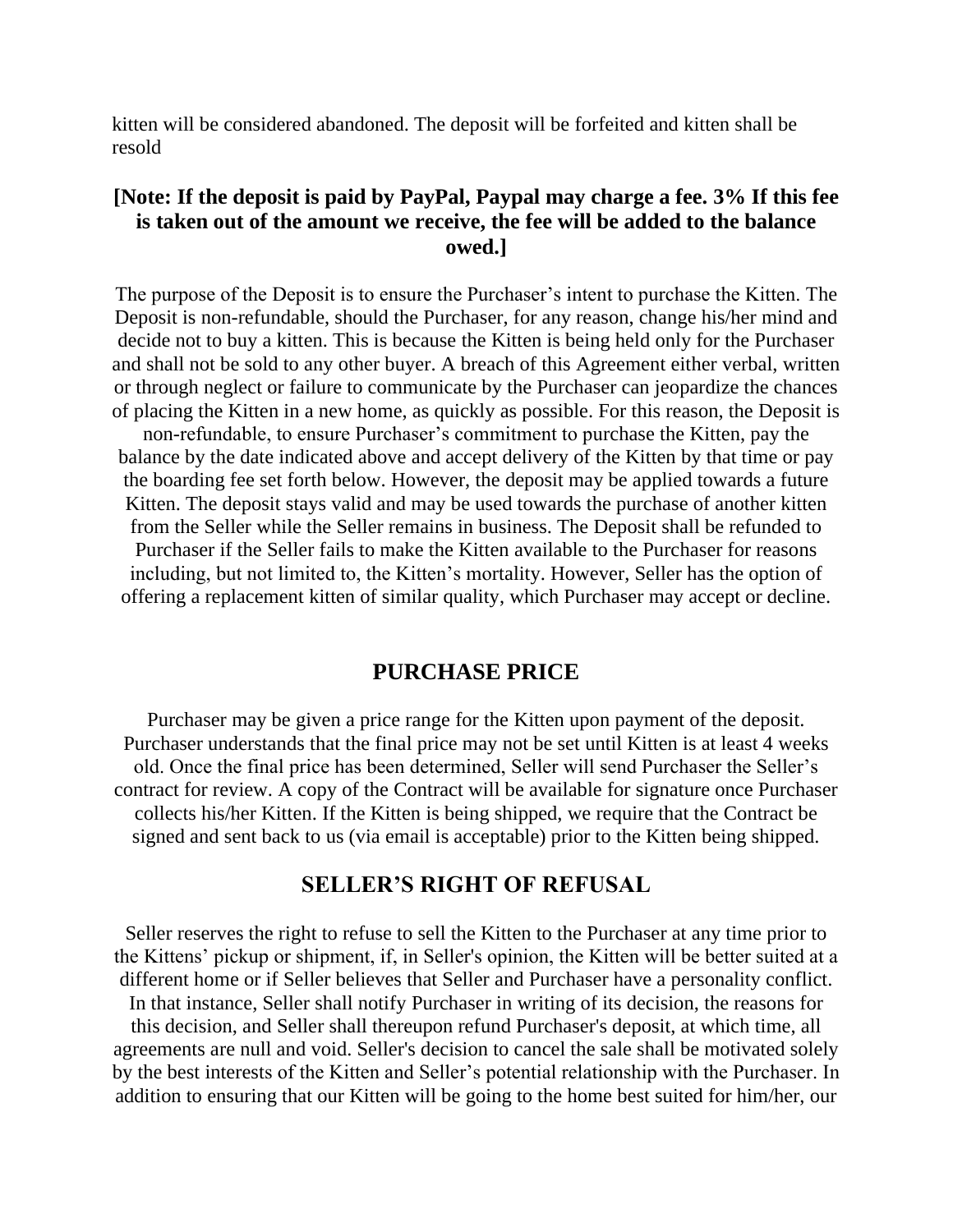kitten will be considered abandoned. The deposit will be forfeited and kitten shall be resold

**[Note: If the deposit is paid by PayPal, Paypal may charge a fee. 3% If this fee is taken out of the amount we receive, the fee will be added to the balance owed.]**

The purpose of the Deposit is to ensure the Purchaser's intent to purchase the Kitten. The Deposit is non-refundable, should the Purchaser, for any reason, change his/her mind and decide not to buy a kitten. This is because the Kitten is being held only for the Purchaser and shall not be sold to any other buyer. A breach of this Agreement either verbal, written or through neglect or failure to communicate by the Purchaser can jeopardize the chances of placing the Kitten in a new home, as quickly as possible. For this reason, the Deposit is non-refundable, to ensure Purchaser's commitment to purchase the Kitten, pay the balance by the date indicated above and accept delivery of the Kitten by that time or pay the boarding fee set forth below. However, the deposit may be applied towards a future Kitten. The deposit stays valid and may be used towards the purchase of another kitten from the Seller while the Seller remains in business. The Deposit shall be refunded to Purchaser if the Seller fails to make the Kitten available to the Purchaser for reasons including, but not limited to, the Kitten's mortality. However, Seller has the option of offering a replacement kitten of similar quality, which Purchaser may accept or decline.

## PURCHASE PRICE

Purchaser may be given a price range for the Kitten upon payment of the deposit. Purchaser understands that the final price may not be set until Kitten is at least 4 weeks old. Once the final price has been determined, Seller will send Purchaser the Seller's contract for review. A copy of the Contract will be available for signature once Purchaser collects his/her Kitten. If the Kitten is being shipped, we require that the Contract be signed and sent back to us (via email is acceptable) prior to the Kitten being shipped.

## SELLER'S RIGHT OF REFUSAL

Seller reserves the right to refuse to sell the Kitten to the Purchaser at any time prior to the Kittens' pickup or shipment, if, in Seller's opinion, the Kitten will be better suited at a different home or if Seller believes that Seller and Purchaser have a personality conflict. In that instance, Seller shall notify Purchaser in writing of its decision, the reasons for this decision, and Seller shall thereupon refund Purchaser's deposit, at which time, all agreements are null and void. Seller's decision to cancel the sale shall be motivated solely by the best interests of the Kitten and Seller's potential relationship with the Purchaser. In addition to ensuring that our Kitten will be going to the home best suited for him/her, our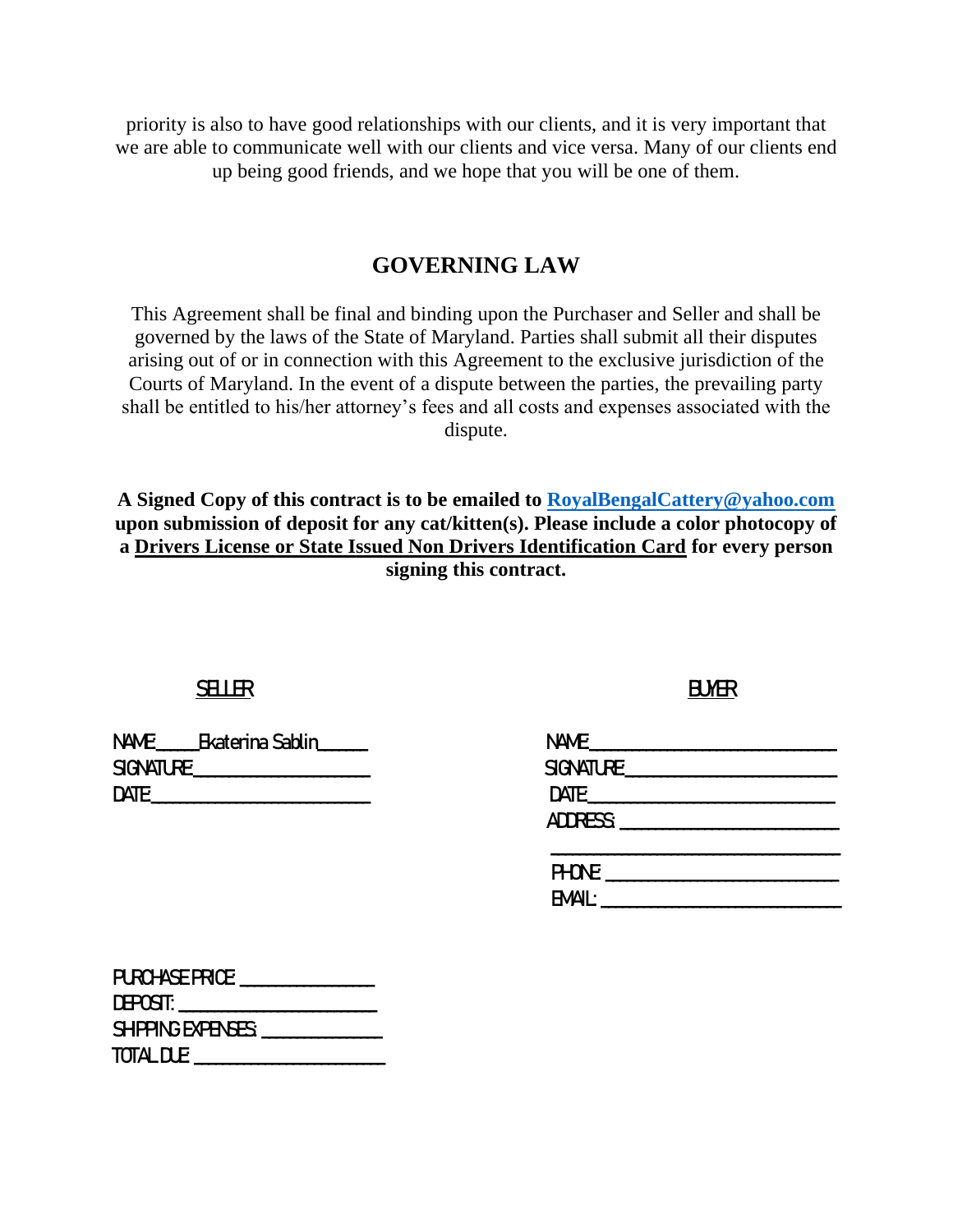priority is also to have good relationships with our clients, and it is very important that we are able to communicate well with our clients and vice versa. Many of our clients end up being good friends, and we hope that you will be one of them.

## GOVERNING LAW

This Agreement shall be final and binding upon the Purchaser and Seller and shall be governed by the laws of the State of Maryland. Parties shall submit all their disputes arising out of or in connection with this Agreement to the exclusive jurisdiction of the Courts of Maryland. In the event of a dispute between the parties, the prevailing party shall be entitled to his/her attorney's fees and all costs and expenses associated with the dispute.

**A Signed Copy of this contract is to be emailed to [RoyalBengalCattery@yahoo.com](mailto:RoyalBengalCattery@yahoo.com) upon submission of deposit for any cat/kitten(s). Please include a color photocopy of a <u>Drivers License or State Issued Non Drivers Identification Card</u> for every person signing this contract.**

<u>SELLER</u>

NAME: ____Ekaterina Sablin_____
SIGNATURE: ____________________
DATE: ________________________

<u>BUYER</u>

NAME: ________________________
SIGNATURE: ____________________
DATE: ________________________
ADDRESS: ______________________
______________________________
PHONE: _______________________
EMAIL: ________________________

PURCHASE PRICE: ______________
DEPOSIT: ______________________
SHIPPING EXPENSES: ____________
TOTAL DUE: ____________________